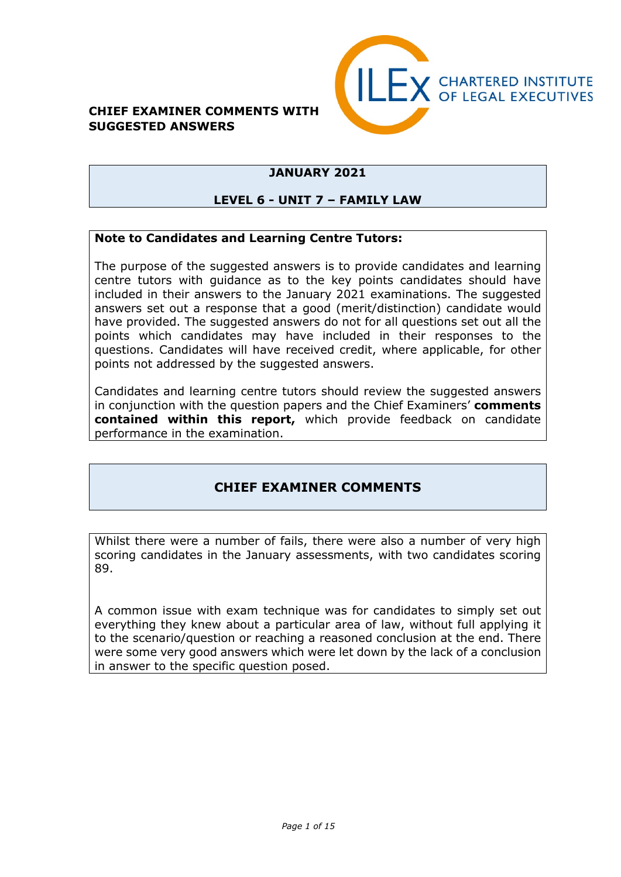**CHIEF EXAMINER COMMENTS WITH SUGGESTED ANSWERS**

CHARTERED INSTITUTE OF LEGAL EXECUTIVES

## JANUARY 2021

## LEVEL 6 - UNIT 7 – FAMILY LAW

**Note to Candidates and Learning Centre Tutors:**

The purpose of the suggested answers is to provide candidates and learning centre tutors with guidance as to the key points candidates should have included in their answers to the January 2021 examinations. The suggested answers set out a response that a good (merit/distinction) candidate would have provided. The suggested answers do not for all questions set out all the points which candidates may have included in their responses to the questions. Candidates will have received credit, where applicable, for other points not addressed by the suggested answers.

Candidates and learning centre tutors should review the suggested answers in conjunction with the question papers and the Chief Examiners' **comments contained within this report,** which provide feedback on candidate performance in the examination.

## CHIEF EXAMINER COMMENTS

Whilst there were a number of fails, there were also a number of very high scoring candidates in the January assessments, with two candidates scoring 89.

A common issue with exam technique was for candidates to simply set out everything they knew about a particular area of law, without full applying it to the scenario/question or reaching a reasoned conclusion at the end. There were some very good answers which were let down by the lack of a conclusion in answer to the specific question posed.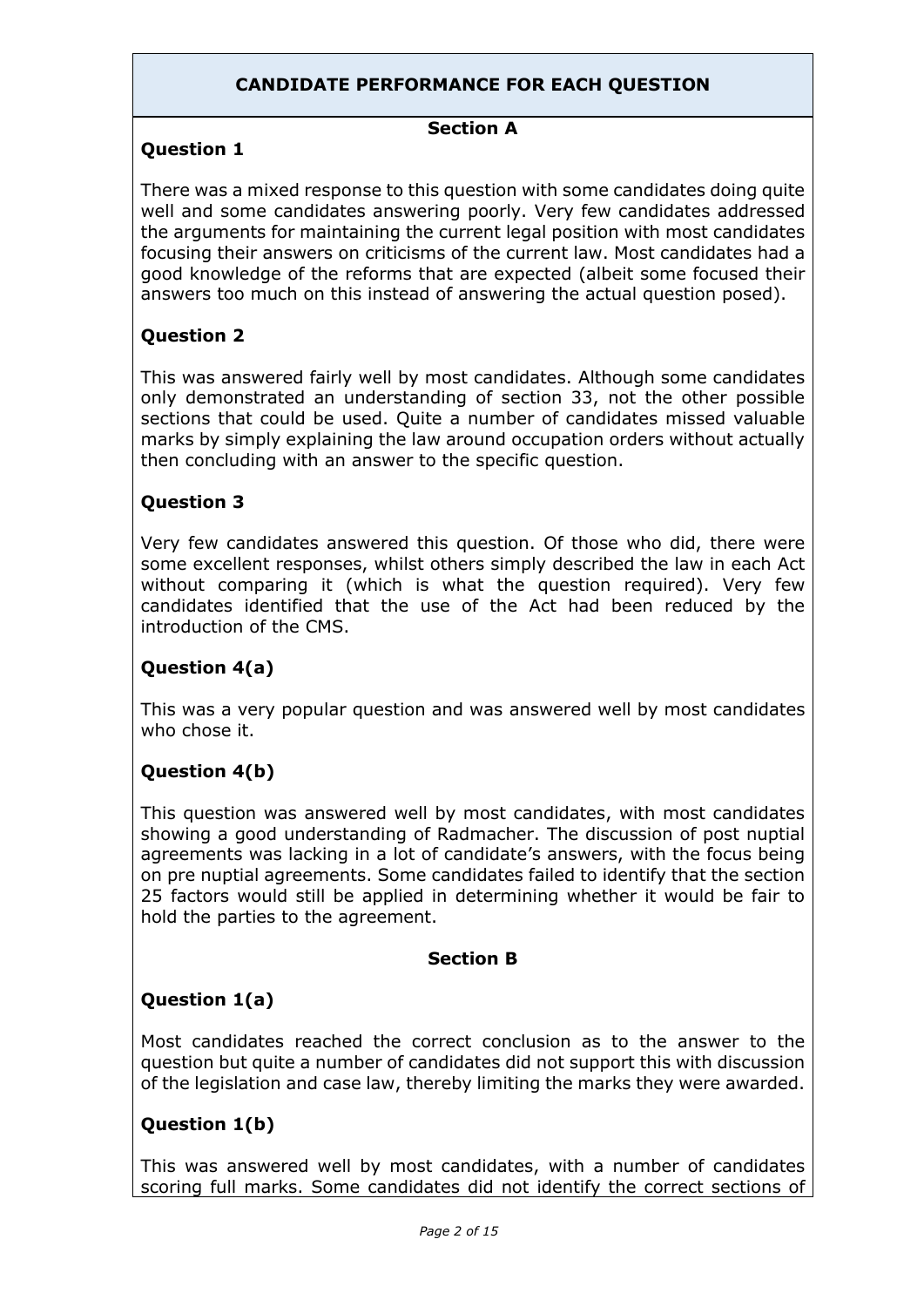## CANDIDATE PERFORMANCE FOR EACH QUESTION

### Section A

**Question 1**

There was a mixed response to this question with some candidates doing quite well and some candidates answering poorly. Very few candidates addressed the arguments for maintaining the current legal position with most candidates focusing their answers on criticisms of the current law. Most candidates had a good knowledge of the reforms that are expected (albeit some focused their answers too much on this instead of answering the actual question posed).

**Question 2**

This was answered fairly well by most candidates. Although some candidates only demonstrated an understanding of section 33, not the other possible sections that could be used. Quite a number of candidates missed valuable marks by simply explaining the law around occupation orders without actually then concluding with an answer to the specific question.

**Question 3**

Very few candidates answered this question. Of those who did, there were some excellent responses, whilst others simply described the law in each Act without comparing it (which is what the question required). Very few candidates identified that the use of the Act had been reduced by the introduction of the CMS.

**Question 4(a)**

This was a very popular question and was answered well by most candidates who chose it.

**Question 4(b)**

This question was answered well by most candidates, with most candidates showing a good understanding of Radmacher. The discussion of post nuptial agreements was lacking in a lot of candidate's answers, with the focus being on pre nuptial agreements. Some candidates failed to identify that the section 25 factors would still be applied in determining whether it would be fair to hold the parties to the agreement.

### Section B

**Question 1(a)**

Most candidates reached the correct conclusion as to the answer to the question but quite a number of candidates did not support this with discussion of the legislation and case law, thereby limiting the marks they were awarded.

**Question 1(b)**

This was answered well by most candidates, with a number of candidates scoring full marks. Some candidates did not identify the correct sections of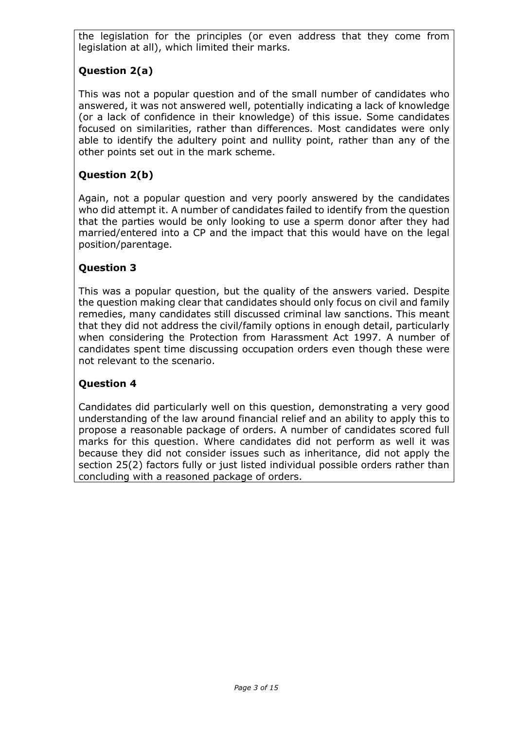the legislation for the principles (or even address that they come from legislation at all), which limited their marks.

## Question 2(a)

This was not a popular question and of the small number of candidates who answered, it was not answered well, potentially indicating a lack of knowledge (or a lack of confidence in their knowledge) of this issue. Some candidates focused on similarities, rather than differences. Most candidates were only able to identify the adultery point and nullity point, rather than any of the other points set out in the mark scheme.

## Question 2(b)

Again, not a popular question and very poorly answered by the candidates who did attempt it. A number of candidates failed to identify from the question that the parties would be only looking to use a sperm donor after they had married/entered into a CP and the impact that this would have on the legal position/parentage.

## Question 3

This was a popular question, but the quality of the answers varied. Despite the question making clear that candidates should only focus on civil and family remedies, many candidates still discussed criminal law sanctions. This meant that they did not address the civil/family options in enough detail, particularly when considering the Protection from Harassment Act 1997. A number of candidates spent time discussing occupation orders even though these were not relevant to the scenario.

## Question 4

Candidates did particularly well on this question, demonstrating a very good understanding of the law around financial relief and an ability to apply this to propose a reasonable package of orders. A number of candidates scored full marks for this question. Where candidates did not perform as well it was because they did not consider issues such as inheritance, did not apply the section 25(2) factors fully or just listed individual possible orders rather than concluding with a reasoned package of orders.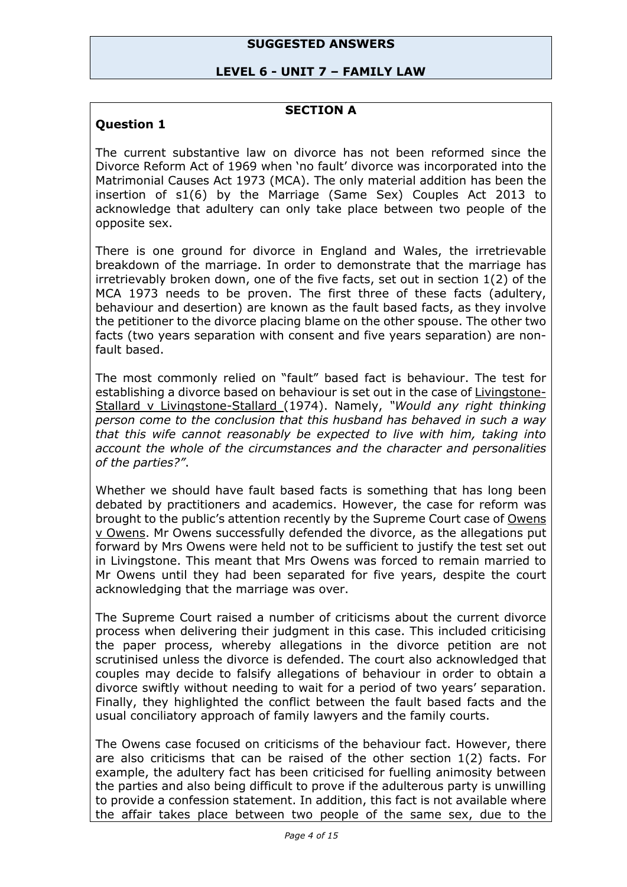# SUGGESTED ANSWERS

## LEVEL 6 - UNIT 7 – FAMILY LAW

### SECTION A

**Question 1**

The current substantive law on divorce has not been reformed since the Divorce Reform Act of 1969 when 'no fault' divorce was incorporated into the Matrimonial Causes Act 1973 (MCA). The only material addition has been the insertion of s1(6) by the Marriage (Same Sex) Couples Act 2013 to acknowledge that adultery can only take place between two people of the opposite sex.

There is one ground for divorce in England and Wales, the irretrievable breakdown of the marriage. In order to demonstrate that the marriage has irretrievably broken down, one of the five facts, set out in section 1(2) of the MCA 1973 needs to be proven. The first three of these facts (adultery, behaviour and desertion) are known as the fault based facts, as they involve the petitioner to the divorce placing blame on the other spouse. The other two facts (two years separation with consent and five years separation) are non-fault based.

The most commonly relied on "fault" based fact is behaviour. The test for establishing a divorce based on behaviour is set out in the case of Livingstone-Stallard v Livingstone-Stallard (1974). Namely, *"Would any right thinking person come to the conclusion that this husband has behaved in such a way that this wife cannot reasonably be expected to live with him, taking into account the whole of the circumstances and the character and personalities of the parties?"*.

Whether we should have fault based facts is something that has long been debated by practitioners and academics. However, the case for reform was brought to the public's attention recently by the Supreme Court case of Owens v Owens. Mr Owens successfully defended the divorce, as the allegations put forward by Mrs Owens were held not to be sufficient to justify the test set out in Livingstone. This meant that Mrs Owens was forced to remain married to Mr Owens until they had been separated for five years, despite the court acknowledging that the marriage was over.

The Supreme Court raised a number of criticisms about the current divorce process when delivering their judgment in this case. This included criticising the paper process, whereby allegations in the divorce petition are not scrutinised unless the divorce is defended. The court also acknowledged that couples may decide to falsify allegations of behaviour in order to obtain a divorce swiftly without needing to wait for a period of two years' separation. Finally, they highlighted the conflict between the fault based facts and the usual conciliatory approach of family lawyers and the family courts.

The Owens case focused on criticisms of the behaviour fact. However, there are also criticisms that can be raised of the other section 1(2) facts. For example, the adultery fact has been criticised for fuelling animosity between the parties and also being difficult to prove if the adulterous party is unwilling to provide a confession statement. In addition, this fact is not available where the affair takes place between two people of the same sex, due to the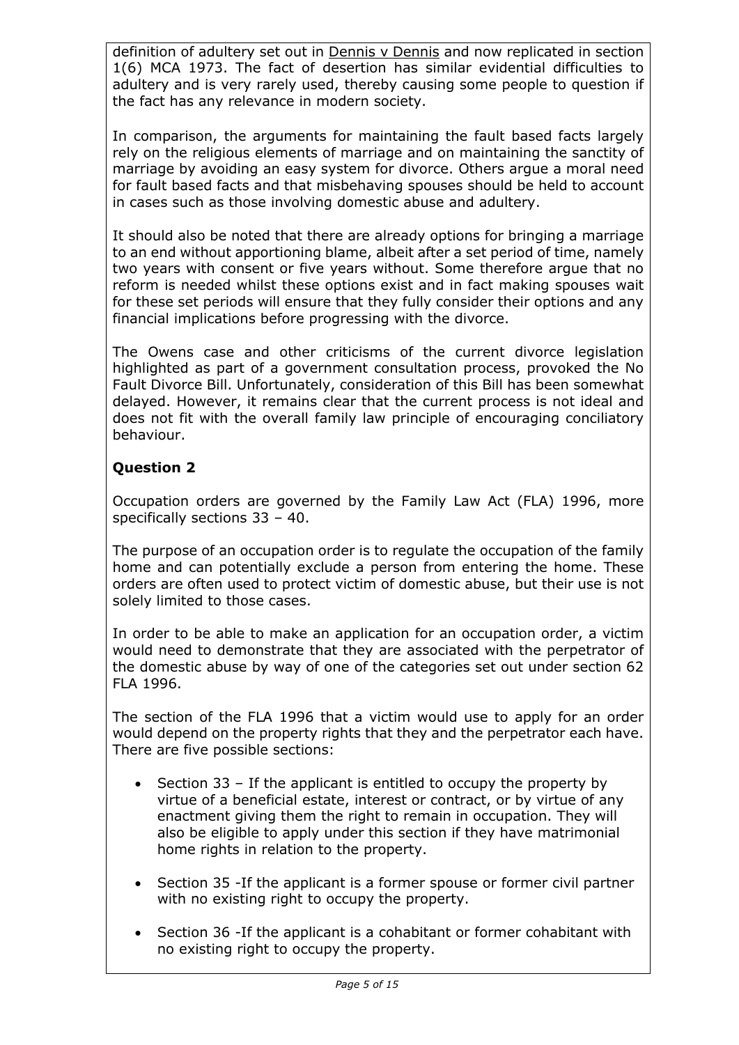definition of adultery set out in Dennis v Dennis and now replicated in section 1(6) MCA 1973. The fact of desertion has similar evidential difficulties to adultery and is very rarely used, thereby causing some people to question if the fact has any relevance in modern society.

In comparison, the arguments for maintaining the fault based facts largely rely on the religious elements of marriage and on maintaining the sanctity of marriage by avoiding an easy system for divorce. Others argue a moral need for fault based facts and that misbehaving spouses should be held to account in cases such as those involving domestic abuse and adultery.

It should also be noted that there are already options for bringing a marriage to an end without apportioning blame, albeit after a set period of time, namely two years with consent or five years without. Some therefore argue that no reform is needed whilst these options exist and in fact making spouses wait for these set periods will ensure that they fully consider their options and any financial implications before progressing with the divorce.

The Owens case and other criticisms of the current divorce legislation highlighted as part of a government consultation process, provoked the No Fault Divorce Bill. Unfortunately, consideration of this Bill has been somewhat delayed. However, it remains clear that the current process is not ideal and does not fit with the overall family law principle of encouraging conciliatory behaviour.

## Question 2

Occupation orders are governed by the Family Law Act (FLA) 1996, more specifically sections 33 – 40.

The purpose of an occupation order is to regulate the occupation of the family home and can potentially exclude a person from entering the home. These orders are often used to protect victim of domestic abuse, but their use is not solely limited to those cases.

In order to be able to make an application for an occupation order, a victim would need to demonstrate that they are associated with the perpetrator of the domestic abuse by way of one of the categories set out under section 62 FLA 1996.

The section of the FLA 1996 that a victim would use to apply for an order would depend on the property rights that they and the perpetrator each have. There are five possible sections:

- Section 33 – If the applicant is entitled to occupy the property by virtue of a beneficial estate, interest or contract, or by virtue of any enactment giving them the right to remain in occupation. They will also be eligible to apply under this section if they have matrimonial home rights in relation to the property.
- Section 35 -If the applicant is a former spouse or former civil partner with no existing right to occupy the property.
- Section 36 -If the applicant is a cohabitant or former cohabitant with no existing right to occupy the property.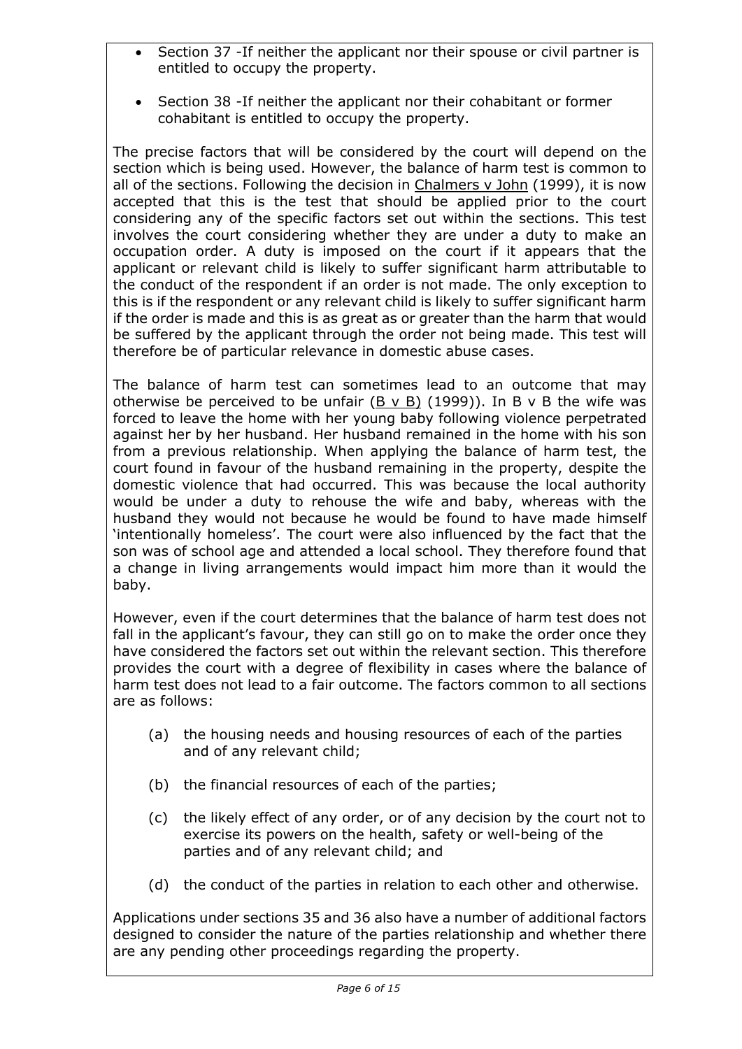- Section 37 -If neither the applicant nor their spouse or civil partner is entitled to occupy the property.
- Section 38 -If neither the applicant nor their cohabitant or former cohabitant is entitled to occupy the property.

The precise factors that will be considered by the court will depend on the section which is being used. However, the balance of harm test is common to all of the sections. Following the decision in Chalmers v John (1999), it is now accepted that this is the test that should be applied prior to the court considering any of the specific factors set out within the sections. This test involves the court considering whether they are under a duty to make an occupation order. A duty is imposed on the court if it appears that the applicant or relevant child is likely to suffer significant harm attributable to the conduct of the respondent if an order is not made. The only exception to this is if the respondent or any relevant child is likely to suffer significant harm if the order is made and this is as great as or greater than the harm that would be suffered by the applicant through the order not being made. This test will therefore be of particular relevance in domestic abuse cases.

The balance of harm test can sometimes lead to an outcome that may otherwise be perceived to be unfair (B v B) (1999)). In B v B the wife was forced to leave the home with her young baby following violence perpetrated against her by her husband. Her husband remained in the home with his son from a previous relationship. When applying the balance of harm test, the court found in favour of the husband remaining in the property, despite the domestic violence that had occurred. This was because the local authority would be under a duty to rehouse the wife and baby, whereas with the husband they would not because he would be found to have made himself 'intentionally homeless'. The court were also influenced by the fact that the son was of school age and attended a local school. They therefore found that a change in living arrangements would impact him more than it would the baby.

However, even if the court determines that the balance of harm test does not fall in the applicant's favour, they can still go on to make the order once they have considered the factors set out within the relevant section. This therefore provides the court with a degree of flexibility in cases where the balance of harm test does not lead to a fair outcome. The factors common to all sections are as follows:

(a) the housing needs and housing resources of each of the parties and of any relevant child;

(b) the financial resources of each of the parties;

(c) the likely effect of any order, or of any decision by the court not to exercise its powers on the health, safety or well-being of the parties and of any relevant child; and

(d) the conduct of the parties in relation to each other and otherwise.

Applications under sections 35 and 36 also have a number of additional factors designed to consider the nature of the parties relationship and whether there are any pending other proceedings regarding the property.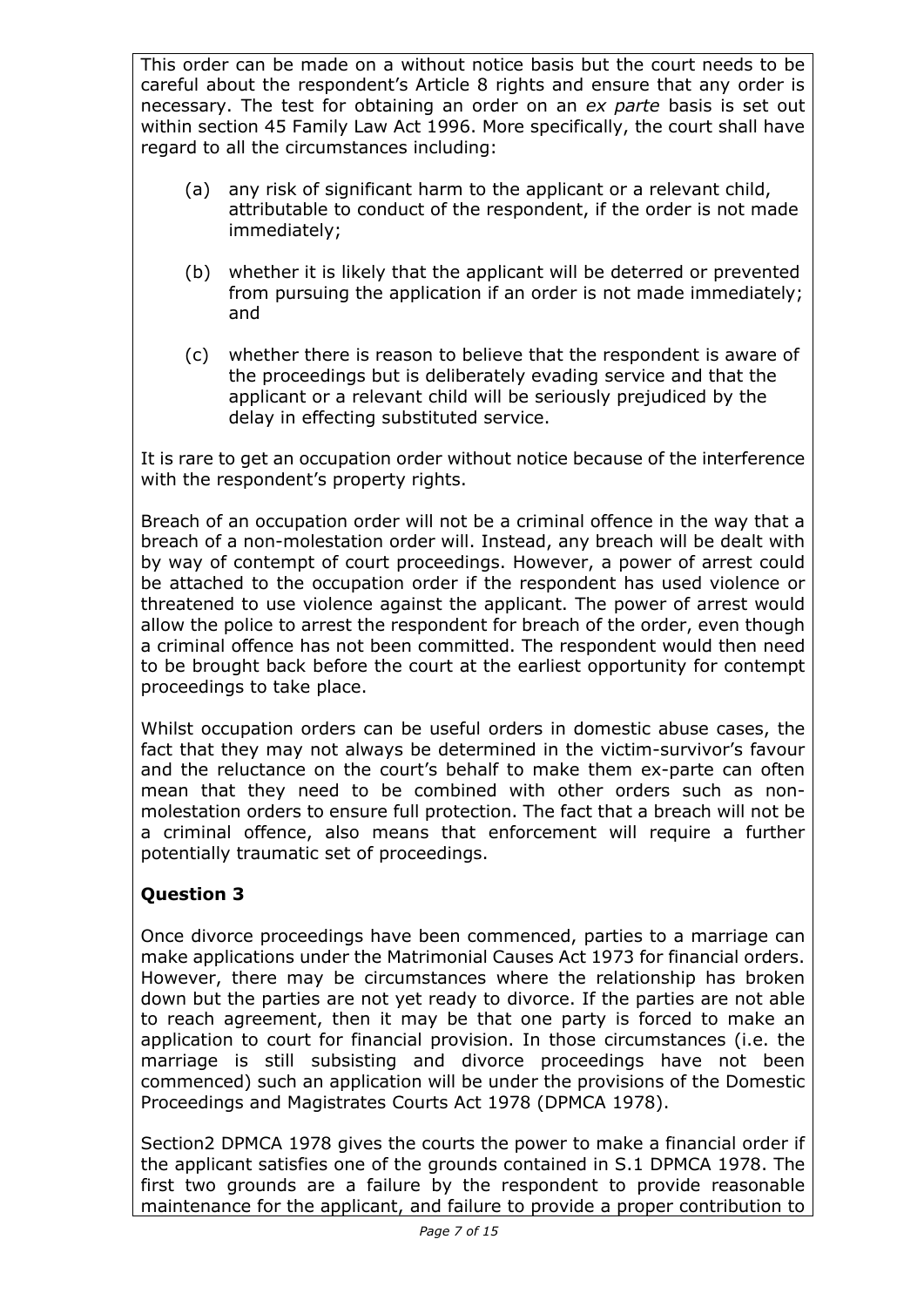This order can be made on a without notice basis but the court needs to be careful about the respondent's Article 8 rights and ensure that any order is necessary. The test for obtaining an order on an *ex parte* basis is set out within section 45 Family Law Act 1996. More specifically, the court shall have regard to all the circumstances including:

(a) any risk of significant harm to the applicant or a relevant child, attributable to conduct of the respondent, if the order is not made immediately;

(b) whether it is likely that the applicant will be deterred or prevented from pursuing the application if an order is not made immediately; and

(c) whether there is reason to believe that the respondent is aware of the proceedings but is deliberately evading service and that the applicant or a relevant child will be seriously prejudiced by the delay in effecting substituted service.

It is rare to get an occupation order without notice because of the interference with the respondent's property rights.

Breach of an occupation order will not be a criminal offence in the way that a breach of a non-molestation order will. Instead, any breach will be dealt with by way of contempt of court proceedings. However, a power of arrest could be attached to the occupation order if the respondent has used violence or threatened to use violence against the applicant. The power of arrest would allow the police to arrest the respondent for breach of the order, even though a criminal offence has not been committed. The respondent would then need to be brought back before the court at the earliest opportunity for contempt proceedings to take place.

Whilst occupation orders can be useful orders in domestic abuse cases, the fact that they may not always be determined in the victim-survivor's favour and the reluctance on the court's behalf to make them ex-parte can often mean that they need to be combined with other orders such as non-molestation orders to ensure full protection. The fact that a breach will not be a criminal offence, also means that enforcement will require a further potentially traumatic set of proceedings.

## Question 3

Once divorce proceedings have been commenced, parties to a marriage can make applications under the Matrimonial Causes Act 1973 for financial orders. However, there may be circumstances where the relationship has broken down but the parties are not yet ready to divorce. If the parties are not able to reach agreement, then it may be that one party is forced to make an application to court for financial provision. In those circumstances (i.e. the marriage is still subsisting and divorce proceedings have not been commenced) such an application will be under the provisions of the Domestic Proceedings and Magistrates Courts Act 1978 (DPMCA 1978).

Section2 DPMCA 1978 gives the courts the power to make a financial order if the applicant satisfies one of the grounds contained in S.1 DPMCA 1978. The first two grounds are a failure by the respondent to provide reasonable maintenance for the applicant, and failure to provide a proper contribution to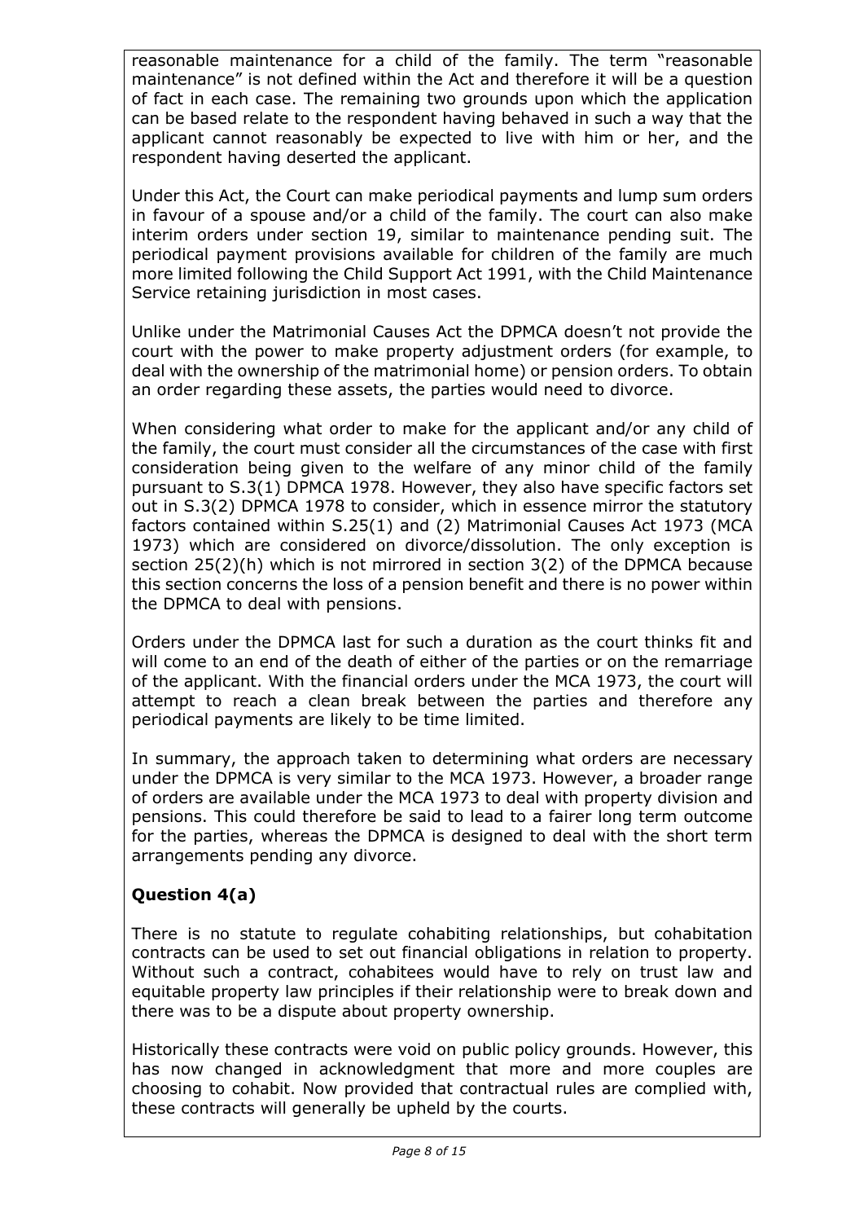reasonable maintenance for a child of the family. The term "reasonable maintenance" is not defined within the Act and therefore it will be a question of fact in each case. The remaining two grounds upon which the application can be based relate to the respondent having behaved in such a way that the applicant cannot reasonably be expected to live with him or her, and the respondent having deserted the applicant.

Under this Act, the Court can make periodical payments and lump sum orders in favour of a spouse and/or a child of the family. The court can also make interim orders under section 19, similar to maintenance pending suit. The periodical payment provisions available for children of the family are much more limited following the Child Support Act 1991, with the Child Maintenance Service retaining jurisdiction in most cases.

Unlike under the Matrimonial Causes Act the DPMCA doesn't not provide the court with the power to make property adjustment orders (for example, to deal with the ownership of the matrimonial home) or pension orders. To obtain an order regarding these assets, the parties would need to divorce.

When considering what order to make for the applicant and/or any child of the family, the court must consider all the circumstances of the case with first consideration being given to the welfare of any minor child of the family pursuant to S.3(1) DPMCA 1978. However, they also have specific factors set out in S.3(2) DPMCA 1978 to consider, which in essence mirror the statutory factors contained within S.25(1) and (2) Matrimonial Causes Act 1973 (MCA 1973) which are considered on divorce/dissolution. The only exception is section 25(2)(h) which is not mirrored in section 3(2) of the DPMCA because this section concerns the loss of a pension benefit and there is no power within the DPMCA to deal with pensions.

Orders under the DPMCA last for such a duration as the court thinks fit and will come to an end of the death of either of the parties or on the remarriage of the applicant. With the financial orders under the MCA 1973, the court will attempt to reach a clean break between the parties and therefore any periodical payments are likely to be time limited.

In summary, the approach taken to determining what orders are necessary under the DPMCA is very similar to the MCA 1973. However, a broader range of orders are available under the MCA 1973 to deal with property division and pensions. This could therefore be said to lead to a fairer long term outcome for the parties, whereas the DPMCA is designed to deal with the short term arrangements pending any divorce.

## Question 4(a)

There is no statute to regulate cohabiting relationships, but cohabitation contracts can be used to set out financial obligations in relation to property. Without such a contract, cohabitees would have to rely on trust law and equitable property law principles if their relationship were to break down and there was to be a dispute about property ownership.

Historically these contracts were void on public policy grounds. However, this has now changed in acknowledgment that more and more couples are choosing to cohabit. Now provided that contractual rules are complied with, these contracts will generally be upheld by the courts.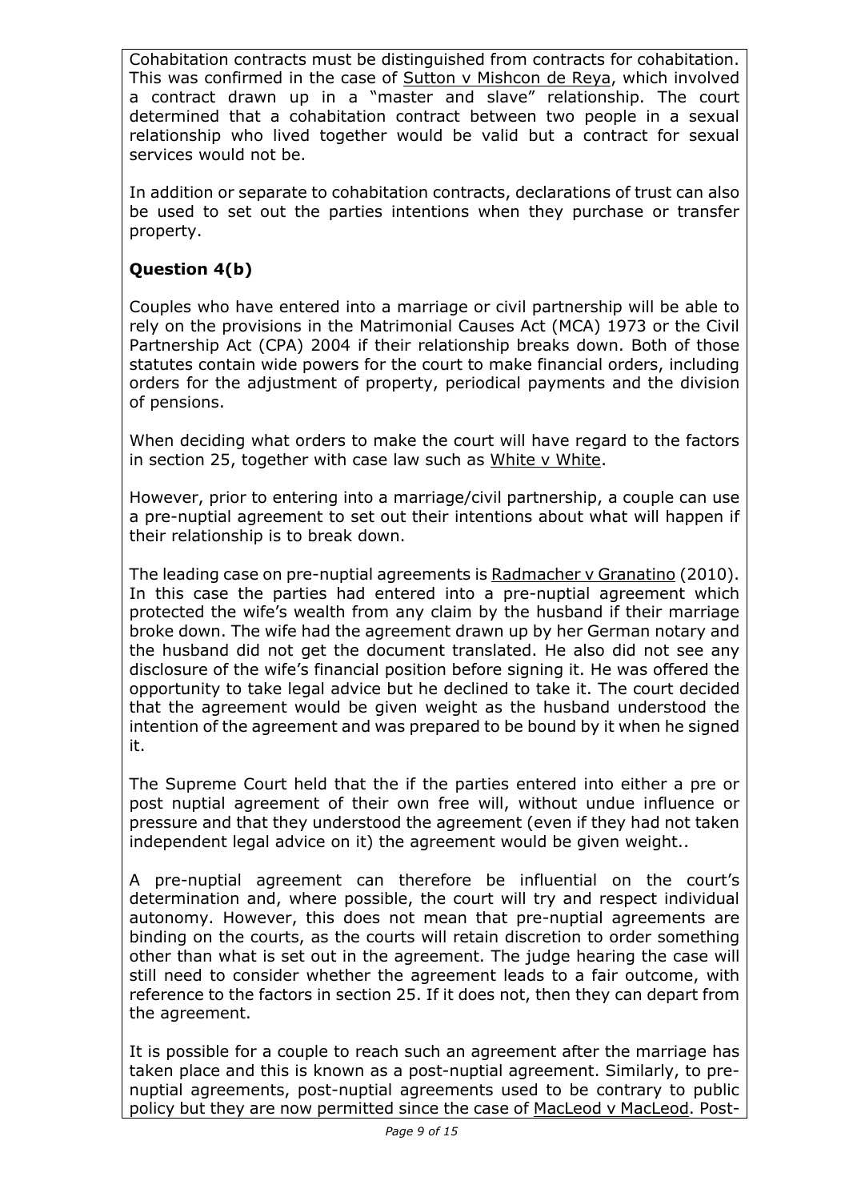Cohabitation contracts must be distinguished from contracts for cohabitation. This was confirmed in the case of Sutton v Mishcon de Reya, which involved a contract drawn up in a "master and slave" relationship. The court determined that a cohabitation contract between two people in a sexual relationship who lived together would be valid but a contract for sexual services would not be.

In addition or separate to cohabitation contracts, declarations of trust can also be used to set out the parties intentions when they purchase or transfer property.

**Question 4(b)**

Couples who have entered into a marriage or civil partnership will be able to rely on the provisions in the Matrimonial Causes Act (MCA) 1973 or the Civil Partnership Act (CPA) 2004 if their relationship breaks down. Both of those statutes contain wide powers for the court to make financial orders, including orders for the adjustment of property, periodical payments and the division of pensions.

When deciding what orders to make the court will have regard to the factors in section 25, together with case law such as White v White.

However, prior to entering into a marriage/civil partnership, a couple can use a pre-nuptial agreement to set out their intentions about what will happen if their relationship is to break down.

The leading case on pre-nuptial agreements is Radmacher v Granatino (2010). In this case the parties had entered into a pre-nuptial agreement which protected the wife's wealth from any claim by the husband if their marriage broke down. The wife had the agreement drawn up by her German notary and the husband did not get the document translated. He also did not see any disclosure of the wife's financial position before signing it. He was offered the opportunity to take legal advice but he declined to take it. The court decided that the agreement would be given weight as the husband understood the intention of the agreement and was prepared to be bound by it when he signed it.

The Supreme Court held that the if the parties entered into either a pre or post nuptial agreement of their own free will, without undue influence or pressure and that they understood the agreement (even if they had not taken independent legal advice on it) the agreement would be given weight..

A pre-nuptial agreement can therefore be influential on the court's determination and, where possible, the court will try and respect individual autonomy. However, this does not mean that pre-nuptial agreements are binding on the courts, as the courts will retain discretion to order something other than what is set out in the agreement. The judge hearing the case will still need to consider whether the agreement leads to a fair outcome, with reference to the factors in section 25. If it does not, then they can depart from the agreement.

It is possible for a couple to reach such an agreement after the marriage has taken place and this is known as a post-nuptial agreement. Similarly, to pre-nuptial agreements, post-nuptial agreements used to be contrary to public policy but they are now permitted since the case of MacLeod v MacLeod. Post-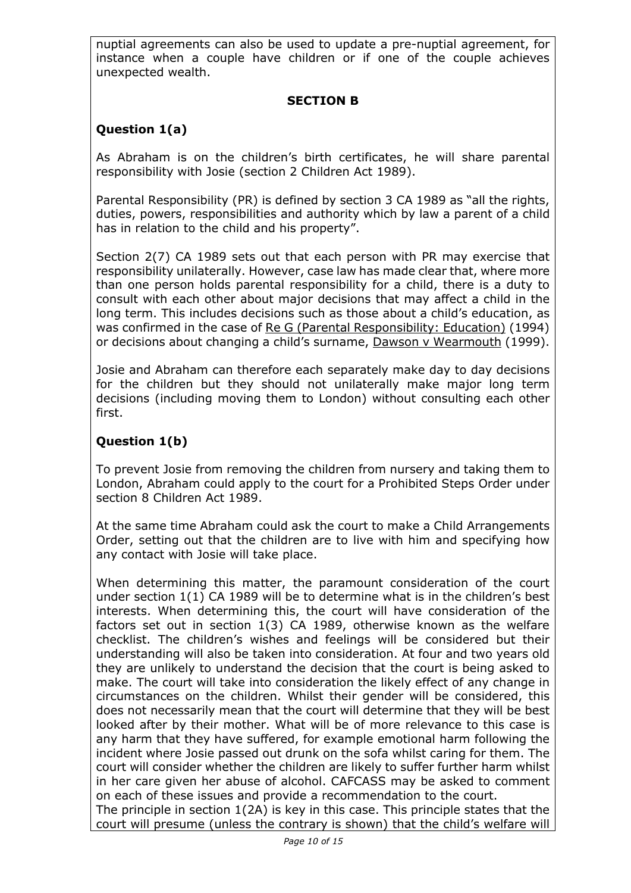nuptial agreements can also be used to update a pre-nuptial agreement, for instance when a couple have children or if one of the couple achieves unexpected wealth.

## SECTION B

### Question 1(a)

As Abraham is on the children's birth certificates, he will share parental responsibility with Josie (section 2 Children Act 1989).

Parental Responsibility (PR) is defined by section 3 CA 1989 as "all the rights, duties, powers, responsibilities and authority which by law a parent of a child has in relation to the child and his property".

Section 2(7) CA 1989 sets out that each person with PR may exercise that responsibility unilaterally. However, case law has made clear that, where more than one person holds parental responsibility for a child, there is a duty to consult with each other about major decisions that may affect a child in the long term. This includes decisions such as those about a child's education, as was confirmed in the case of Re G (Parental Responsibility: Education) (1994) or decisions about changing a child's surname, Dawson v Wearmouth (1999).

Josie and Abraham can therefore each separately make day to day decisions for the children but they should not unilaterally make major long term decisions (including moving them to London) without consulting each other first.

### Question 1(b)

To prevent Josie from removing the children from nursery and taking them to London, Abraham could apply to the court for a Prohibited Steps Order under section 8 Children Act 1989.

At the same time Abraham could ask the court to make a Child Arrangements Order, setting out that the children are to live with him and specifying how any contact with Josie will take place.

When determining this matter, the paramount consideration of the court under section 1(1) CA 1989 will be to determine what is in the children's best interests. When determining this, the court will have consideration of the factors set out in section 1(3) CA 1989, otherwise known as the welfare checklist. The children's wishes and feelings will be considered but their understanding will also be taken into consideration. At four and two years old they are unlikely to understand the decision that the court is being asked to make. The court will take into consideration the likely effect of any change in circumstances on the children. Whilst their gender will be considered, this does not necessarily mean that the court will determine that they will be best looked after by their mother. What will be of more relevance to this case is any harm that they have suffered, for example emotional harm following the incident where Josie passed out drunk on the sofa whilst caring for them. The court will consider whether the children are likely to suffer further harm whilst in her care given her abuse of alcohol. CAFCASS may be asked to comment on each of these issues and provide a recommendation to the court.
The principle in section 1(2A) is key in this case. This principle states that the court will presume (unless the contrary is shown) that the child's welfare will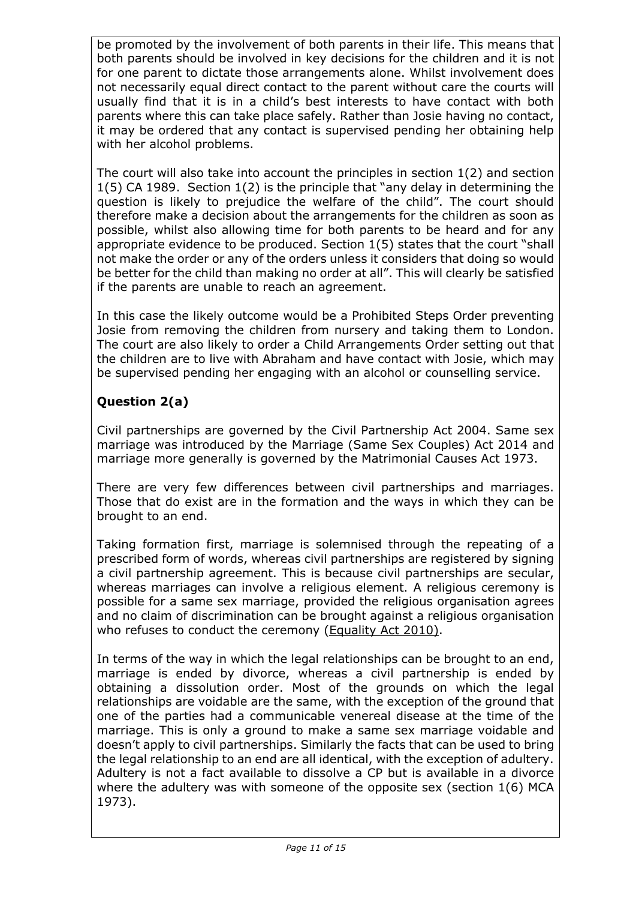be promoted by the involvement of both parents in their life. This means that both parents should be involved in key decisions for the children and it is not for one parent to dictate those arrangements alone. Whilst involvement does not necessarily equal direct contact to the parent without care the courts will usually find that it is in a child's best interests to have contact with both parents where this can take place safely. Rather than Josie having no contact, it may be ordered that any contact is supervised pending her obtaining help with her alcohol problems.

The court will also take into account the principles in section 1(2) and section 1(5) CA 1989. Section 1(2) is the principle that "any delay in determining the question is likely to prejudice the welfare of the child". The court should therefore make a decision about the arrangements for the children as soon as possible, whilst also allowing time for both parents to be heard and for any appropriate evidence to be produced. Section 1(5) states that the court "shall not make the order or any of the orders unless it considers that doing so would be better for the child than making no order at all". This will clearly be satisfied if the parents are unable to reach an agreement.

In this case the likely outcome would be a Prohibited Steps Order preventing Josie from removing the children from nursery and taking them to London. The court are also likely to order a Child Arrangements Order setting out that the children are to live with Abraham and have contact with Josie, which may be supervised pending her engaging with an alcohol or counselling service.

**Question 2(a)**

Civil partnerships are governed by the Civil Partnership Act 2004. Same sex marriage was introduced by the Marriage (Same Sex Couples) Act 2014 and marriage more generally is governed by the Matrimonial Causes Act 1973.

There are very few differences between civil partnerships and marriages. Those that do exist are in the formation and the ways in which they can be brought to an end.

Taking formation first, marriage is solemnised through the repeating of a prescribed form of words, whereas civil partnerships are registered by signing a civil partnership agreement. This is because civil partnerships are secular, whereas marriages can involve a religious element. A religious ceremony is possible for a same sex marriage, provided the religious organisation agrees and no claim of discrimination can be brought against a religious organisation who refuses to conduct the ceremony (Equality Act 2010).

In terms of the way in which the legal relationships can be brought to an end, marriage is ended by divorce, whereas a civil partnership is ended by obtaining a dissolution order. Most of the grounds on which the legal relationships are voidable are the same, with the exception of the ground that one of the parties had a communicable venereal disease at the time of the marriage. This is only a ground to make a same sex marriage voidable and doesn't apply to civil partnerships. Similarly the facts that can be used to bring the legal relationship to an end are all identical, with the exception of adultery. Adultery is not a fact available to dissolve a CP but is available in a divorce where the adultery was with someone of the opposite sex (section 1(6) MCA 1973).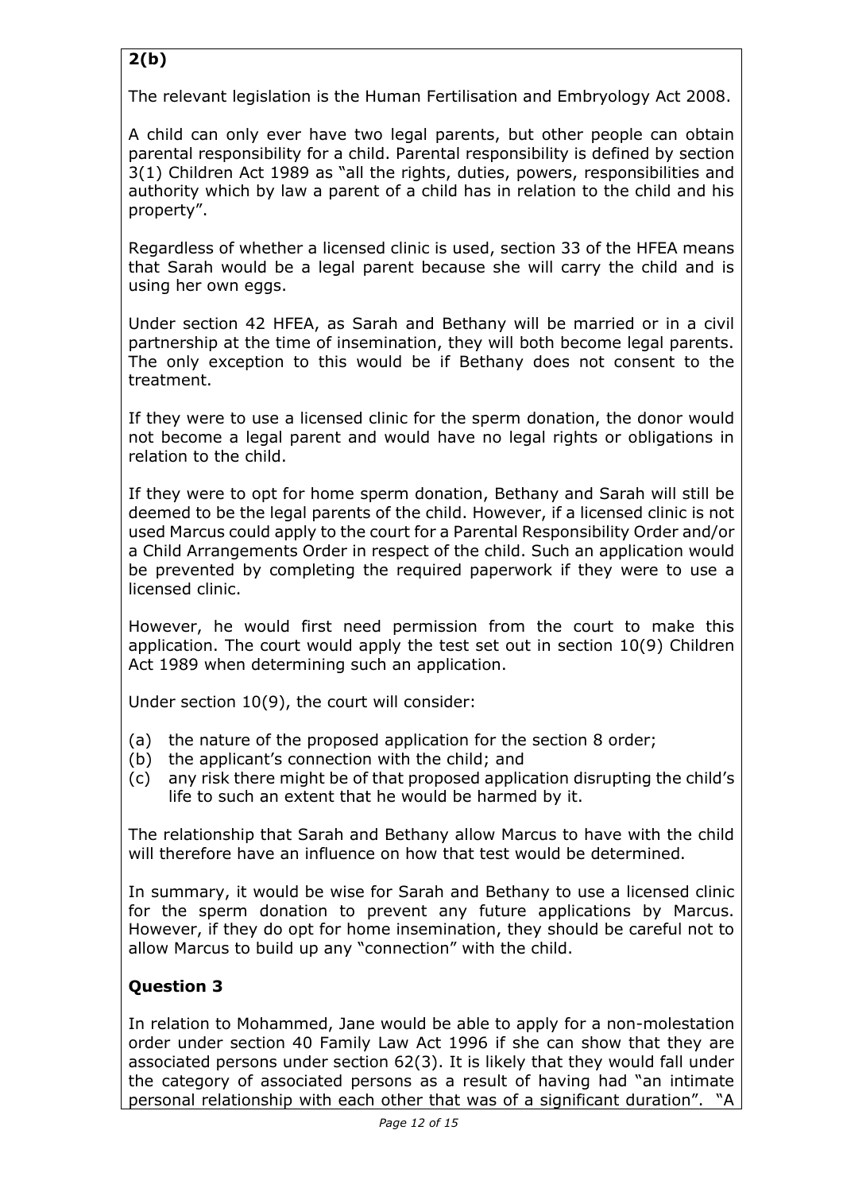**2(b)**

The relevant legislation is the Human Fertilisation and Embryology Act 2008.

A child can only ever have two legal parents, but other people can obtain parental responsibility for a child. Parental responsibility is defined by section 3(1) Children Act 1989 as "all the rights, duties, powers, responsibilities and authority which by law a parent of a child has in relation to the child and his property".

Regardless of whether a licensed clinic is used, section 33 of the HFEA means that Sarah would be a legal parent because she will carry the child and is using her own eggs.

Under section 42 HFEA, as Sarah and Bethany will be married or in a civil partnership at the time of insemination, they will both become legal parents. The only exception to this would be if Bethany does not consent to the treatment.

If they were to use a licensed clinic for the sperm donation, the donor would not become a legal parent and would have no legal rights or obligations in relation to the child.

If they were to opt for home sperm donation, Bethany and Sarah will still be deemed to be the legal parents of the child. However, if a licensed clinic is not used Marcus could apply to the court for a Parental Responsibility Order and/or a Child Arrangements Order in respect of the child. Such an application would be prevented by completing the required paperwork if they were to use a licensed clinic.

However, he would first need permission from the court to make this application. The court would apply the test set out in section 10(9) Children Act 1989 when determining such an application.

Under section 10(9), the court will consider:

(a) the nature of the proposed application for the section 8 order;
(b) the applicant's connection with the child; and
(c) any risk there might be of that proposed application disrupting the child's life to such an extent that he would be harmed by it.

The relationship that Sarah and Bethany allow Marcus to have with the child will therefore have an influence on how that test would be determined.

In summary, it would be wise for Sarah and Bethany to use a licensed clinic for the sperm donation to prevent any future applications by Marcus. However, if they do opt for home insemination, they should be careful not to allow Marcus to build up any "connection" with the child.

## Question 3

In relation to Mohammed, Jane would be able to apply for a non-molestation order under section 40 Family Law Act 1996 if she can show that they are associated persons under section 62(3). It is likely that they would fall under the category of associated persons as a result of having had "an intimate personal relationship with each other that was of a significant duration". "A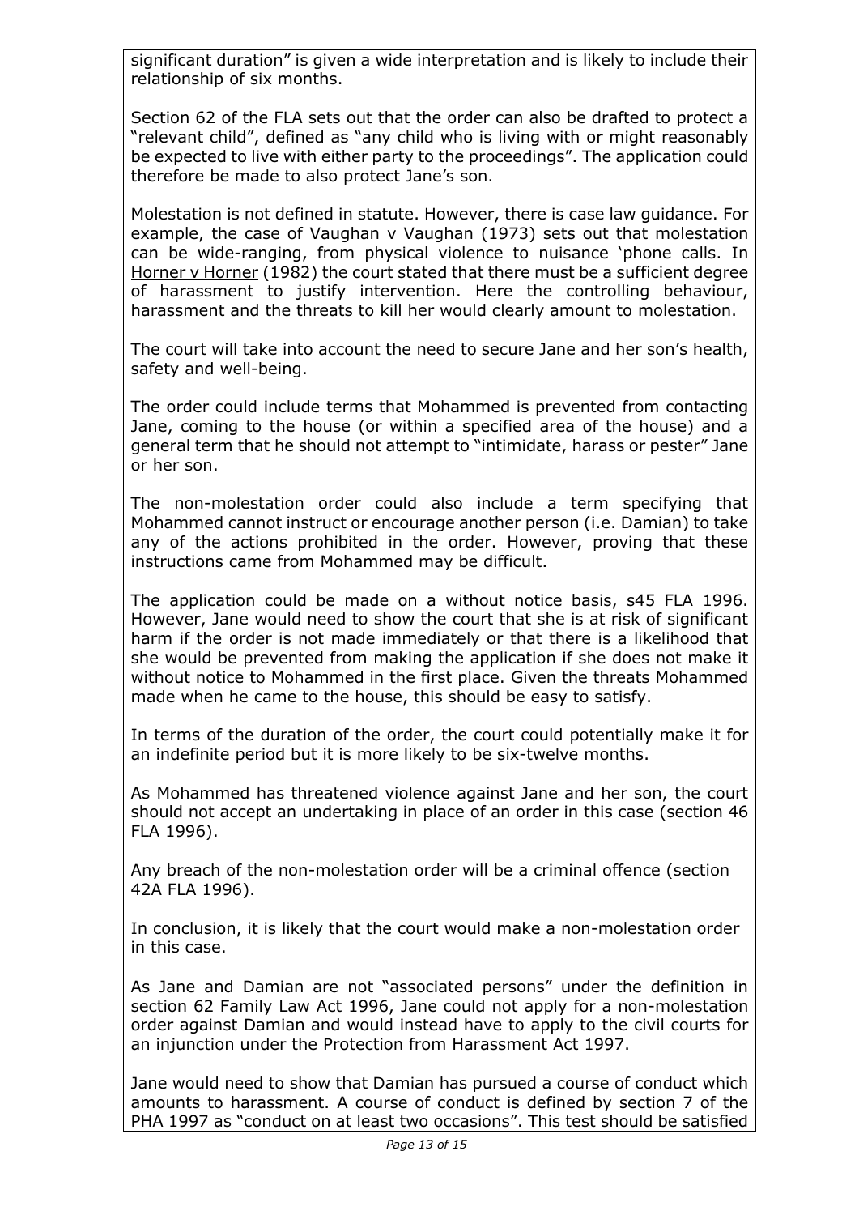significant duration" is given a wide interpretation and is likely to include their relationship of six months.

Section 62 of the FLA sets out that the order can also be drafted to protect a "relevant child", defined as "any child who is living with or might reasonably be expected to live with either party to the proceedings". The application could therefore be made to also protect Jane's son.

Molestation is not defined in statute. However, there is case law guidance. For example, the case of Vaughan v Vaughan (1973) sets out that molestation can be wide-ranging, from physical violence to nuisance 'phone calls. In Horner v Horner (1982) the court stated that there must be a sufficient degree of harassment to justify intervention. Here the controlling behaviour, harassment and the threats to kill her would clearly amount to molestation.

The court will take into account the need to secure Jane and her son's health, safety and well-being.

The order could include terms that Mohammed is prevented from contacting Jane, coming to the house (or within a specified area of the house) and a general term that he should not attempt to "intimidate, harass or pester" Jane or her son.

The non-molestation order could also include a term specifying that Mohammed cannot instruct or encourage another person (i.e. Damian) to take any of the actions prohibited in the order. However, proving that these instructions came from Mohammed may be difficult.

The application could be made on a without notice basis, s45 FLA 1996. However, Jane would need to show the court that she is at risk of significant harm if the order is not made immediately or that there is a likelihood that she would be prevented from making the application if she does not make it without notice to Mohammed in the first place. Given the threats Mohammed made when he came to the house, this should be easy to satisfy.

In terms of the duration of the order, the court could potentially make it for an indefinite period but it is more likely to be six-twelve months.

As Mohammed has threatened violence against Jane and her son, the court should not accept an undertaking in place of an order in this case (section 46 FLA 1996).

Any breach of the non-molestation order will be a criminal offence (section 42A FLA 1996).

In conclusion, it is likely that the court would make a non-molestation order in this case.

As Jane and Damian are not "associated persons" under the definition in section 62 Family Law Act 1996, Jane could not apply for a non-molestation order against Damian and would instead have to apply to the civil courts for an injunction under the Protection from Harassment Act 1997.

Jane would need to show that Damian has pursued a course of conduct which amounts to harassment. A course of conduct is defined by section 7 of the PHA 1997 as "conduct on at least two occasions". This test should be satisfied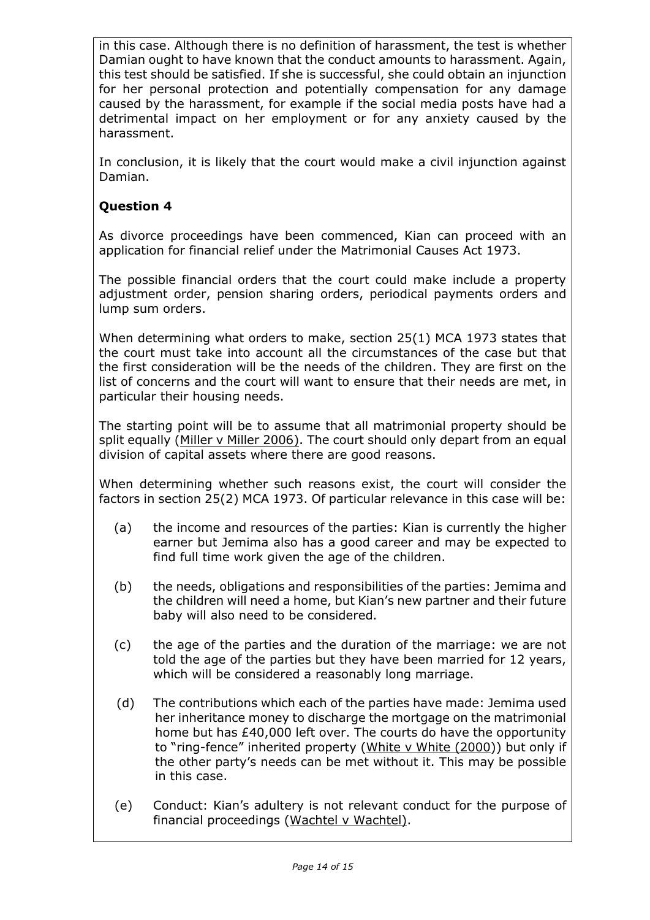in this case. Although there is no definition of harassment, the test is whether Damian ought to have known that the conduct amounts to harassment. Again, this test should be satisfied. If she is successful, she could obtain an injunction for her personal protection and potentially compensation for any damage caused by the harassment, for example if the social media posts have had a detrimental impact on her employment or for any anxiety caused by the harassment.

In conclusion, it is likely that the court would make a civil injunction against Damian.

**Question 4**

As divorce proceedings have been commenced, Kian can proceed with an application for financial relief under the Matrimonial Causes Act 1973.

The possible financial orders that the court could make include a property adjustment order, pension sharing orders, periodical payments orders and lump sum orders.

When determining what orders to make, section 25(1) MCA 1973 states that the court must take into account all the circumstances of the case but that the first consideration will be the needs of the children. They are first on the list of concerns and the court will want to ensure that their needs are met, in particular their housing needs.

The starting point will be to assume that all matrimonial property should be split equally (Miller v Miller 2006). The court should only depart from an equal division of capital assets where there are good reasons.

When determining whether such reasons exist, the court will consider the factors in section 25(2) MCA 1973. Of particular relevance in this case will be:

(a) the income and resources of the parties: Kian is currently the higher earner but Jemima also has a good career and may be expected to find full time work given the age of the children.

(b) the needs, obligations and responsibilities of the parties: Jemima and the children will need a home, but Kian's new partner and their future baby will also need to be considered.

(c) the age of the parties and the duration of the marriage: we are not told the age of the parties but they have been married for 12 years, which will be considered a reasonably long marriage.

(d) The contributions which each of the parties have made: Jemima used her inheritance money to discharge the mortgage on the matrimonial home but has £40,000 left over. The courts do have the opportunity to "ring-fence" inherited property (White v White (2000)) but only if the other party's needs can be met without it. This may be possible in this case.

(e) Conduct: Kian's adultery is not relevant conduct for the purpose of financial proceedings (Wachtel v Wachtel).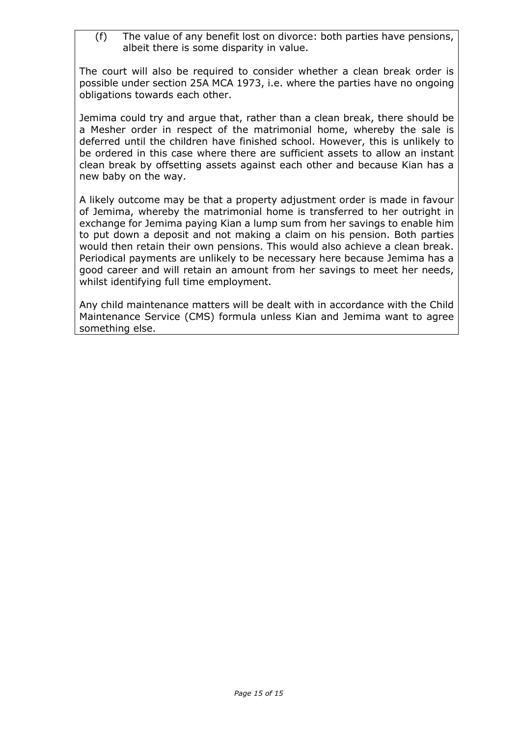(f) The value of any benefit lost on divorce: both parties have pensions, albeit there is some disparity in value.

The court will also be required to consider whether a clean break order is possible under section 25A MCA 1973, i.e. where the parties have no ongoing obligations towards each other.

Jemima could try and argue that, rather than a clean break, there should be a Mesher order in respect of the matrimonial home, whereby the sale is deferred until the children have finished school. However, this is unlikely to be ordered in this case where there are sufficient assets to allow an instant clean break by offsetting assets against each other and because Kian has a new baby on the way.

A likely outcome may be that a property adjustment order is made in favour of Jemima, whereby the matrimonial home is transferred to her outright in exchange for Jemima paying Kian a lump sum from her savings to enable him to put down a deposit and not making a claim on his pension. Both parties would then retain their own pensions. This would also achieve a clean break. Periodical payments are unlikely to be necessary here because Jemima has a good career and will retain an amount from her savings to meet her needs, whilst identifying full time employment.

Any child maintenance matters will be dealt with in accordance with the Child Maintenance Service (CMS) formula unless Kian and Jemima want to agree something else.